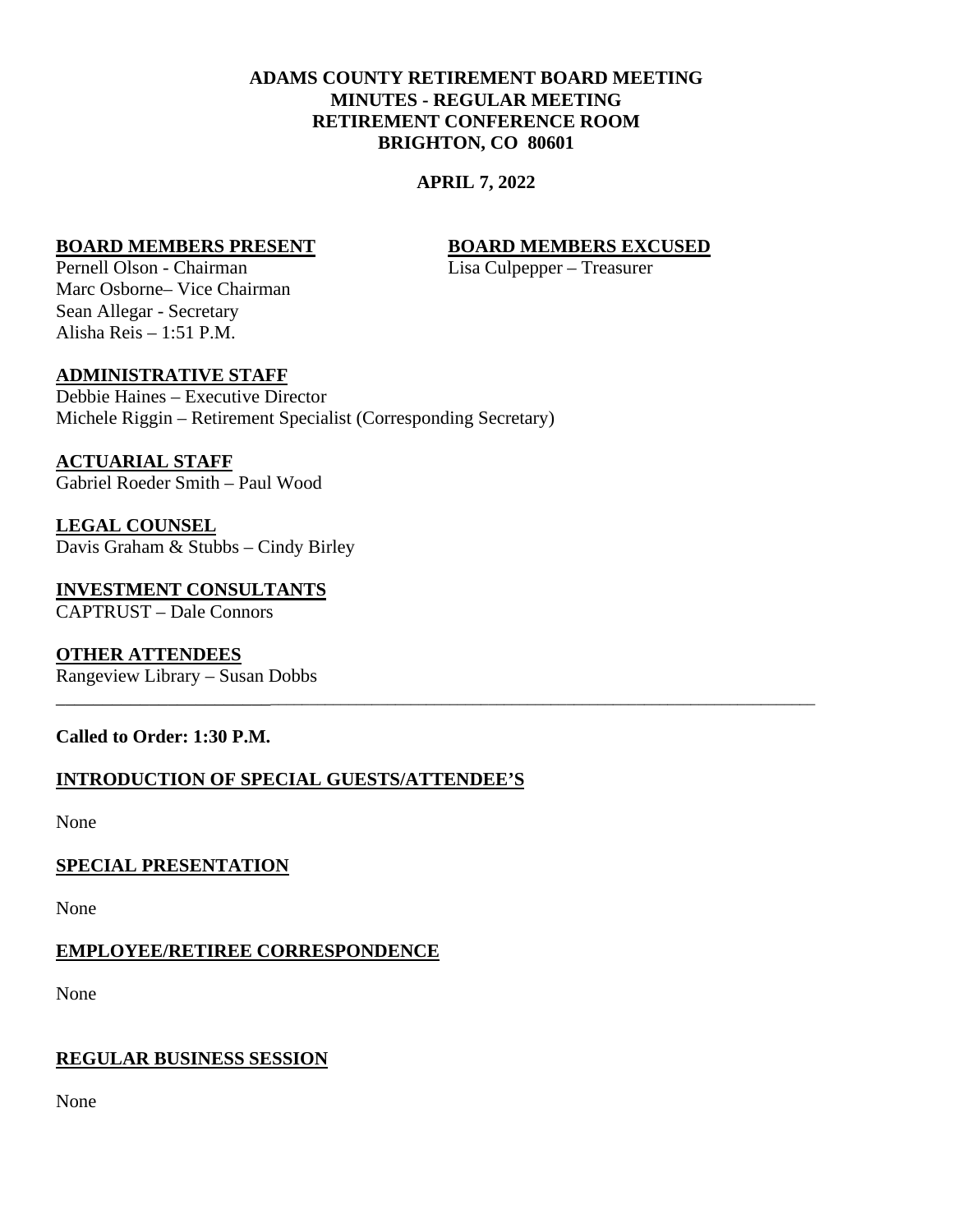**ADAMS COUNTY RETIREMENT BOARD MEETING**
**MINUTES - REGULAR MEETING**
**RETIREMENT CONFERENCE ROOM**
**BRIGHTON, CO 80601**

**APRIL 7, 2022**

**BOARD MEMBERS PRESENT**

Pernell Olson - Chairman
Marc Osborne– Vice Chairman
Sean Allegar - Secretary
Alisha Reis – 1:51 P.M.

**BOARD MEMBERS EXCUSED**

Lisa Culpepper – Treasurer

**ADMINISTRATIVE STAFF**

Debbie Haines – Executive Director
Michele Riggin – Retirement Specialist (Corresponding Secretary)

**ACTUARIAL STAFF**

Gabriel Roeder Smith – Paul Wood

**LEGAL COUNSEL**

Davis Graham & Stubbs – Cindy Birley

**INVESTMENT CONSULTANTS**

CAPTRUST – Dale Connors

**OTHER ATTENDEES**

Rangeview Library – Susan Dobbs

---

**Called to Order: 1:30 P.M.**

**INTRODUCTION OF SPECIAL GUESTS/ATTENDEE'S**

None

**SPECIAL PRESENTATION**

None

**EMPLOYEE/RETIREE CORRESPONDENCE**

None

**REGULAR BUSINESS SESSION**

None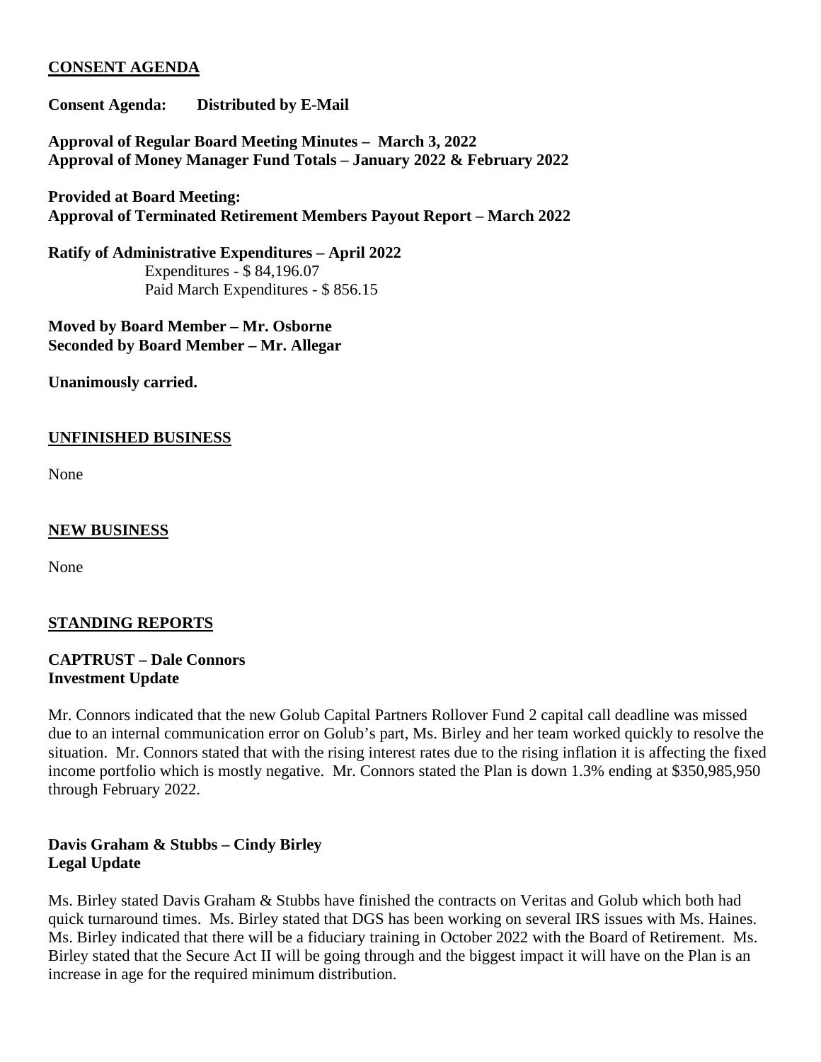## CONSENT AGENDA

**Consent Agenda: Distributed by E-Mail**

**Approval of Regular Board Meeting Minutes – March 3, 2022**
**Approval of Money Manager Fund Totals – January 2022 & February 2022**

**Provided at Board Meeting:**
**Approval of Terminated Retirement Members Payout Report – March 2022**

**Ratify of Administrative Expenditures – April 2022**
Expenditures - $ 84,196.07
Paid March Expenditures - $ 856.15

**Moved by Board Member – Mr. Osborne**
**Seconded by Board Member – Mr. Allegar**

**Unanimously carried.**

## UNFINISHED BUSINESS

None

## NEW BUSINESS

None

## STANDING REPORTS

**CAPTRUST – Dale Connors**
**Investment Update**

Mr. Connors indicated that the new Golub Capital Partners Rollover Fund 2 capital call deadline was missed due to an internal communication error on Golub's part, Ms. Birley and her team worked quickly to resolve the situation. Mr. Connors stated that with the rising interest rates due to the rising inflation it is affecting the fixed income portfolio which is mostly negative. Mr. Connors stated the Plan is down 1.3% ending at $350,985,950 through February 2022.

**Davis Graham & Stubbs – Cindy Birley**
**Legal Update**

Ms. Birley stated Davis Graham & Stubbs have finished the contracts on Veritas and Golub which both had quick turnaround times. Ms. Birley stated that DGS has been working on several IRS issues with Ms. Haines. Ms. Birley indicated that there will be a fiduciary training in October 2022 with the Board of Retirement. Ms. Birley stated that the Secure Act II will be going through and the biggest impact it will have on the Plan is an increase in age for the required minimum distribution.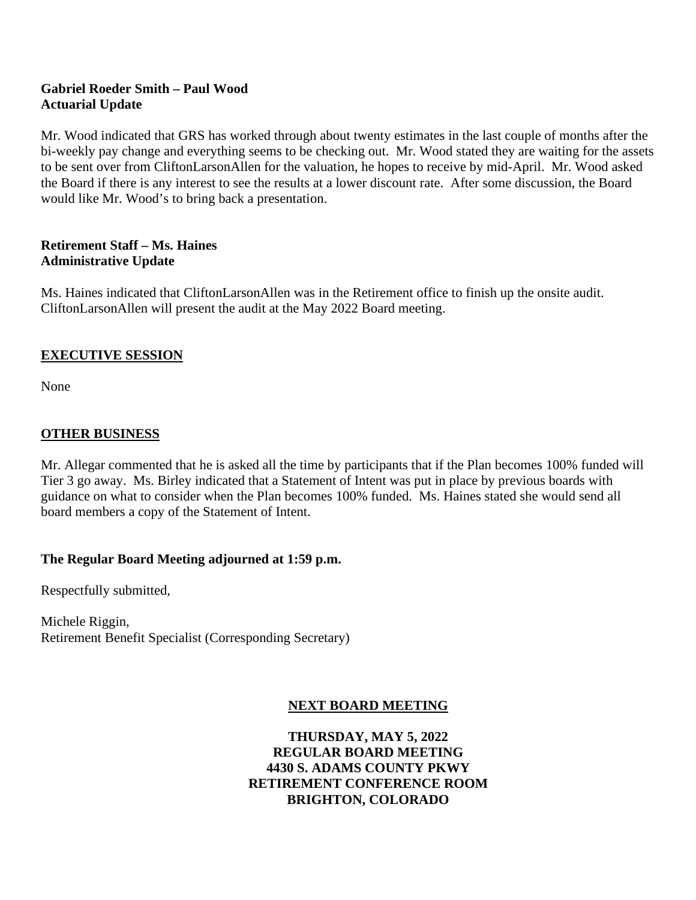**Gabriel Roeder Smith – Paul Wood**
**Actuarial Update**

Mr. Wood indicated that GRS has worked through about twenty estimates in the last couple of months after the bi-weekly pay change and everything seems to be checking out. Mr. Wood stated they are waiting for the assets to be sent over from CliftonLarsonAllen for the valuation, he hopes to receive by mid-April. Mr. Wood asked the Board if there is any interest to see the results at a lower discount rate. After some discussion, the Board would like Mr. Wood's to bring back a presentation.

**Retirement Staff – Ms. Haines**
**Administrative Update**

Ms. Haines indicated that CliftonLarsonAllen was in the Retirement office to finish up the onsite audit. CliftonLarsonAllen will present the audit at the May 2022 Board meeting.

## EXECUTIVE SESSION

None

## OTHER BUSINESS

Mr. Allegar commented that he is asked all the time by participants that if the Plan becomes 100% funded will Tier 3 go away. Ms. Birley indicated that a Statement of Intent was put in place by previous boards with guidance on what to consider when the Plan becomes 100% funded. Ms. Haines stated she would send all board members a copy of the Statement of Intent.

**The Regular Board Meeting adjourned at 1:59 p.m.**

Respectfully submitted,

Michele Riggin,
Retirement Benefit Specialist (Corresponding Secretary)

## NEXT BOARD MEETING

**THURSDAY, MAY 5, 2022**
**REGULAR BOARD MEETING**
**4430 S. ADAMS COUNTY PKWY**
**RETIREMENT CONFERENCE ROOM**
**BRIGHTON, COLORADO**